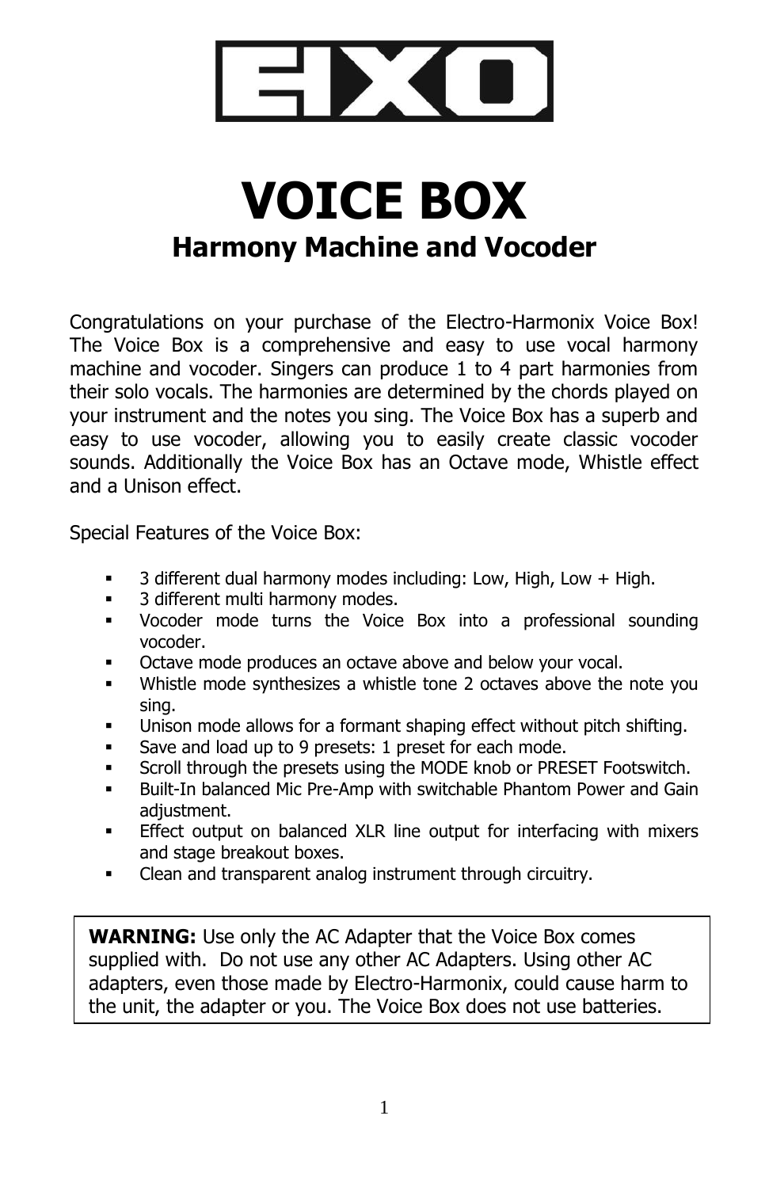# VOICE BOX

## Harmony Machine and Vocoder

Congratulations on your purchase of the Electro-Harmonix Voice Box! The Voice Box is a comprehensive and easy to use vocal harmony machine and vocoder. Singers can produce 1 to 4 part harmonies from their solo vocals. The harmonies are determined by the chords played on your instrument and the notes you sing. The Voice Box has a superb and easy to use vocoder, allowing you to easily create classic vocoder sounds. Additionally the Voice Box has an Octave mode, Whistle effect and a Unison effect.

Special Features of the Voice Box:

- 3 different dual harmony modes including: Low, High, Low + High.
- 3 different multi harmony modes.
- Vocoder mode turns the Voice Box into a professional sounding vocoder.
- Octave mode produces an octave above and below your vocal.
- Whistle mode synthesizes a whistle tone 2 octaves above the note you sing.
- Unison mode allows for a formant shaping effect without pitch shifting.
- Save and load up to 9 presets: 1 preset for each mode.
- Scroll through the presets using the MODE knob or PRESET Footswitch.
- Built-In balanced Mic Pre-Amp with switchable Phantom Power and Gain adjustment.
- Effect output on balanced XLR line output for interfacing with mixers and stage breakout boxes.
- Clean and transparent analog instrument through circuitry.

**WARNING:** Use only the AC Adapter that the Voice Box comes supplied with. Do not use any other AC Adapters. Using other AC adapters, even those made by Electro-Harmonix, could cause harm to the unit, the adapter or you. The Voice Box does not use batteries.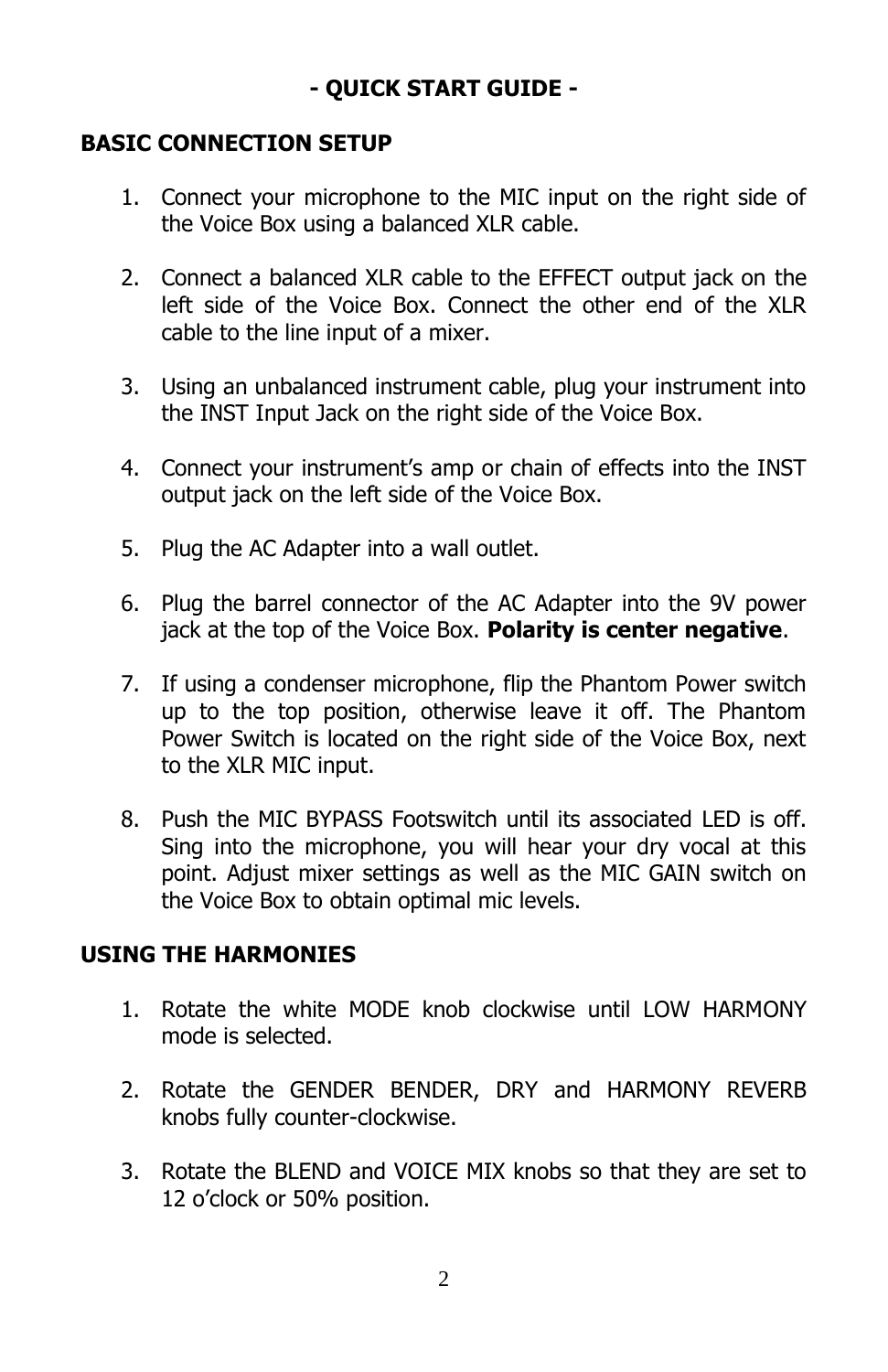# - QUICK START GUIDE -

## BASIC CONNECTION SETUP

1. Connect your microphone to the MIC input on the right side of the Voice Box using a balanced XLR cable.

2. Connect a balanced XLR cable to the EFFECT output jack on the left side of the Voice Box. Connect the other end of the XLR cable to the line input of a mixer.

3. Using an unbalanced instrument cable, plug your instrument into the INST Input Jack on the right side of the Voice Box.

4. Connect your instrument's amp or chain of effects into the INST output jack on the left side of the Voice Box.

5. Plug the AC Adapter into a wall outlet.

6. Plug the barrel connector of the AC Adapter into the 9V power jack at the top of the Voice Box. **Polarity is center negative**.

7. If using a condenser microphone, flip the Phantom Power switch up to the top position, otherwise leave it off. The Phantom Power Switch is located on the right side of the Voice Box, next to the XLR MIC input.

8. Push the MIC BYPASS Footswitch until its associated LED is off. Sing into the microphone, you will hear your dry vocal at this point. Adjust mixer settings as well as the MIC GAIN switch on the Voice Box to obtain optimal mic levels.

## USING THE HARMONIES

1. Rotate the white MODE knob clockwise until LOW HARMONY mode is selected.

2. Rotate the GENDER BENDER, DRY and HARMONY REVERB knobs fully counter-clockwise.

3. Rotate the BLEND and VOICE MIX knobs so that they are set to 12 o'clock or 50% position.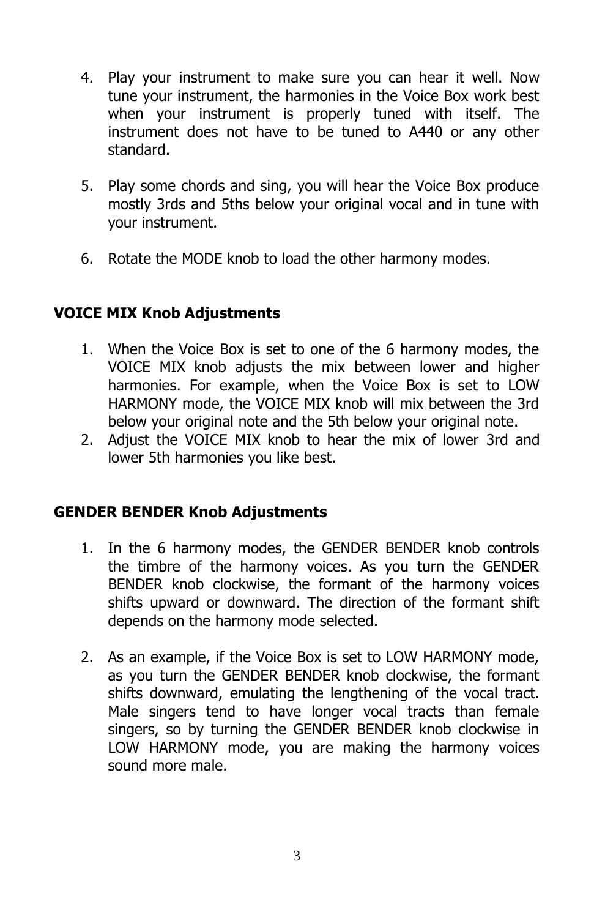4. Play your instrument to make sure you can hear it well. Now tune your instrument, the harmonies in the Voice Box work best when your instrument is properly tuned with itself. The instrument does not have to be tuned to A440 or any other standard.

5. Play some chords and sing, you will hear the Voice Box produce mostly 3rds and 5ths below your original vocal and in tune with your instrument.

6. Rotate the MODE knob to load the other harmony modes.

## VOICE MIX Knob Adjustments

1. When the Voice Box is set to one of the 6 harmony modes, the VOICE MIX knob adjusts the mix between lower and higher harmonies. For example, when the Voice Box is set to LOW HARMONY mode, the VOICE MIX knob will mix between the 3rd below your original note and the 5th below your original note.
2. Adjust the VOICE MIX knob to hear the mix of lower 3rd and lower 5th harmonies you like best.

## GENDER BENDER Knob Adjustments

1. In the 6 harmony modes, the GENDER BENDER knob controls the timbre of the harmony voices. As you turn the GENDER BENDER knob clockwise, the formant of the harmony voices shifts upward or downward. The direction of the formant shift depends on the harmony mode selected.

2. As an example, if the Voice Box is set to LOW HARMONY mode, as you turn the GENDER BENDER knob clockwise, the formant shifts downward, emulating the lengthening of the vocal tract. Male singers tend to have longer vocal tracts than female singers, so by turning the GENDER BENDER knob clockwise in LOW HARMONY mode, you are making the harmony voices sound more male.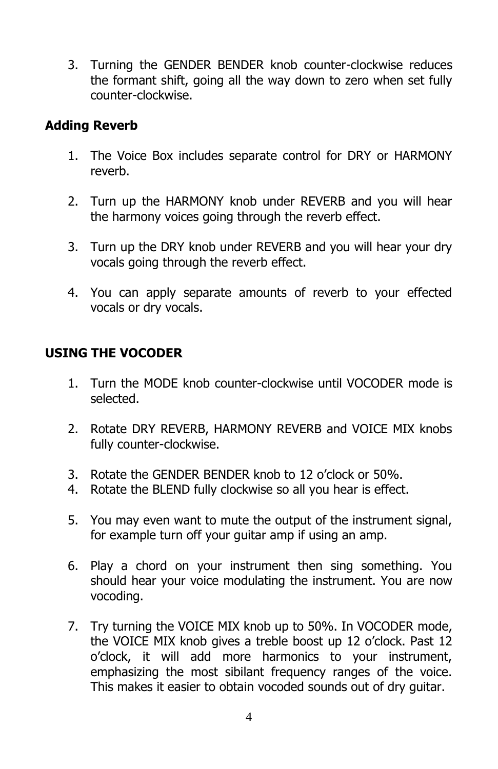3. Turning the GENDER BENDER knob counter-clockwise reduces the formant shift, going all the way down to zero when set fully counter-clockwise.

**Adding Reverb**

1. The Voice Box includes separate control for DRY or HARMONY reverb.

2. Turn up the HARMONY knob under REVERB and you will hear the harmony voices going through the reverb effect.

3. Turn up the DRY knob under REVERB and you will hear your dry vocals going through the reverb effect.

4. You can apply separate amounts of reverb to your effected vocals or dry vocals.

**USING THE VOCODER**

1. Turn the MODE knob counter-clockwise until VOCODER mode is selected.

2. Rotate DRY REVERB, HARMONY REVERB and VOICE MIX knobs fully counter-clockwise.

3. Rotate the GENDER BENDER knob to 12 o'clock or 50%.
4. Rotate the BLEND fully clockwise so all you hear is effect.

5. You may even want to mute the output of the instrument signal, for example turn off your guitar amp if using an amp.

6. Play a chord on your instrument then sing something. You should hear your voice modulating the instrument. You are now vocoding.

7. Try turning the VOICE MIX knob up to 50%. In VOCODER mode, the VOICE MIX knob gives a treble boost up 12 o'clock. Past 12 o'clock, it will add more harmonics to your instrument, emphasizing the most sibilant frequency ranges of the voice. This makes it easier to obtain vocoded sounds out of dry guitar.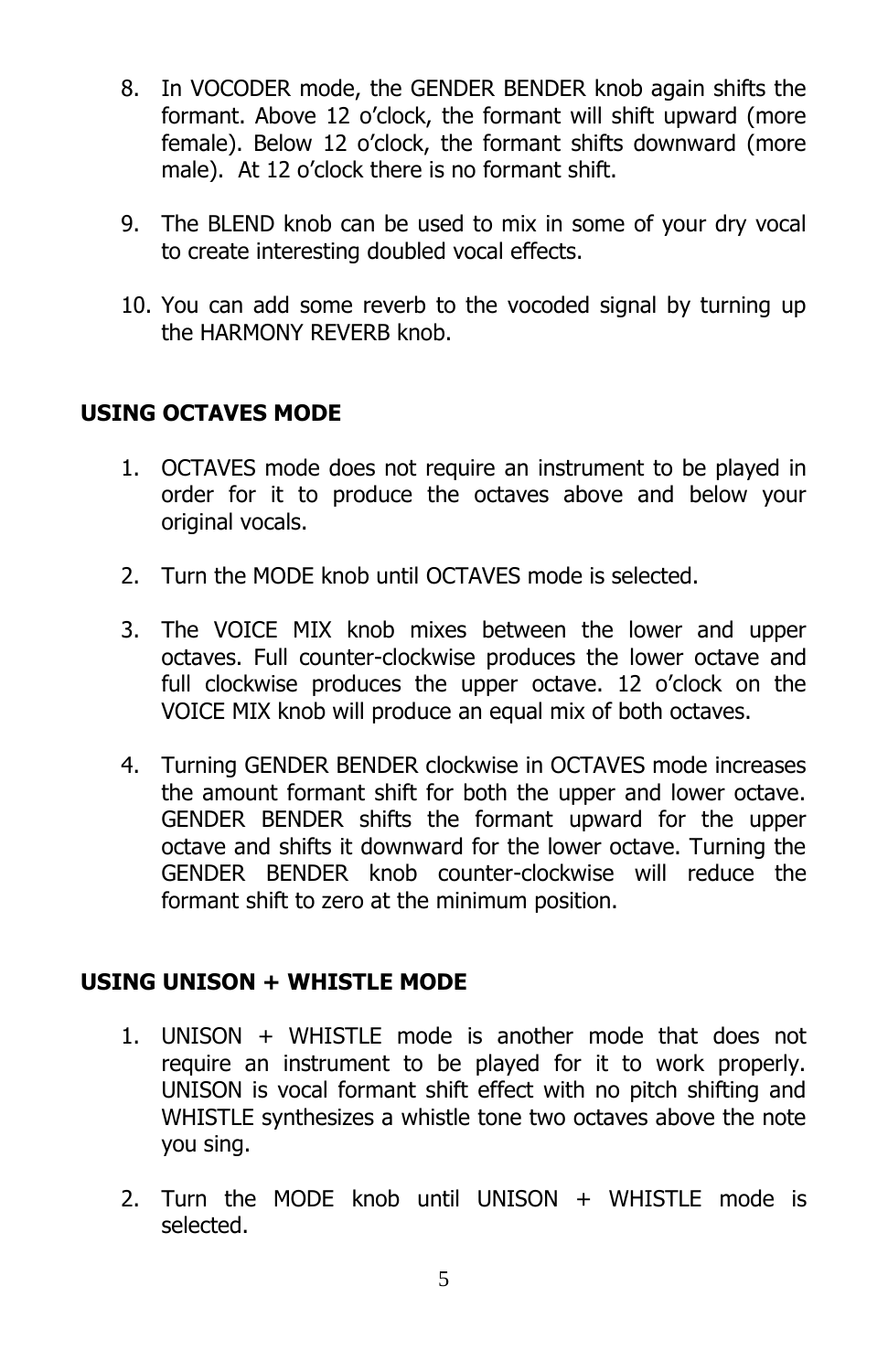8. In VOCODER mode, the GENDER BENDER knob again shifts the formant. Above 12 o'clock, the formant will shift upward (more female). Below 12 o'clock, the formant shifts downward (more male). At 12 o'clock there is no formant shift.

9. The BLEND knob can be used to mix in some of your dry vocal to create interesting doubled vocal effects.

10. You can add some reverb to the vocoded signal by turning up the HARMONY REVERB knob.

**USING OCTAVES MODE**

1. OCTAVES mode does not require an instrument to be played in order for it to produce the octaves above and below your original vocals.

2. Turn the MODE knob until OCTAVES mode is selected.

3. The VOICE MIX knob mixes between the lower and upper octaves. Full counter-clockwise produces the lower octave and full clockwise produces the upper octave. 12 o'clock on the VOICE MIX knob will produce an equal mix of both octaves.

4. Turning GENDER BENDER clockwise in OCTAVES mode increases the amount formant shift for both the upper and lower octave. GENDER BENDER shifts the formant upward for the upper octave and shifts it downward for the lower octave. Turning the GENDER BENDER knob counter-clockwise will reduce the formant shift to zero at the minimum position.

**USING UNISON + WHISTLE MODE**

1. UNISON + WHISTLE mode is another mode that does not require an instrument to be played for it to work properly. UNISON is vocal formant shift effect with no pitch shifting and WHISTLE synthesizes a whistle tone two octaves above the note you sing.

2. Turn the MODE knob until UNISON + WHISTLE mode is selected.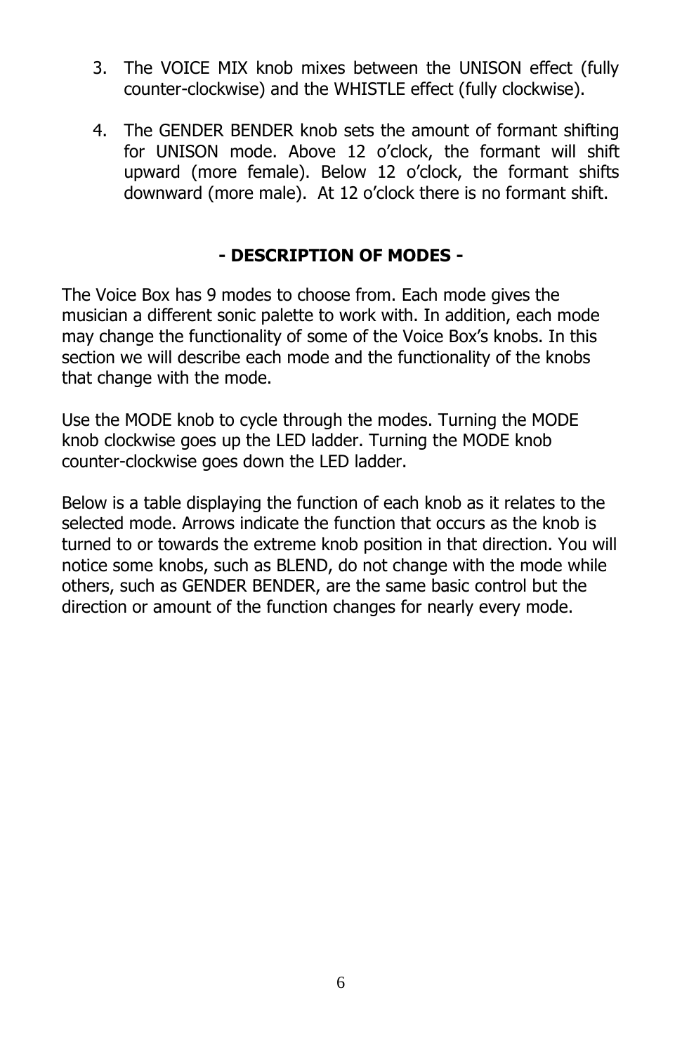3. The VOICE MIX knob mixes between the UNISON effect (fully counter-clockwise) and the WHISTLE effect (fully clockwise).

4. The GENDER BENDER knob sets the amount of formant shifting for UNISON mode. Above 12 o'clock, the formant will shift upward (more female). Below 12 o'clock, the formant shifts downward (more male). At 12 o'clock there is no formant shift.

## - DESCRIPTION OF MODES -

The Voice Box has 9 modes to choose from. Each mode gives the musician a different sonic palette to work with. In addition, each mode may change the functionality of some of the Voice Box's knobs. In this section we will describe each mode and the functionality of the knobs that change with the mode.

Use the MODE knob to cycle through the modes. Turning the MODE knob clockwise goes up the LED ladder. Turning the MODE knob counter-clockwise goes down the LED ladder.

Below is a table displaying the function of each knob as it relates to the selected mode. Arrows indicate the function that occurs as the knob is turned to or towards the extreme knob position in that direction. You will notice some knobs, such as BLEND, do not change with the mode while others, such as GENDER BENDER, are the same basic control but the direction or amount of the function changes for nearly every mode.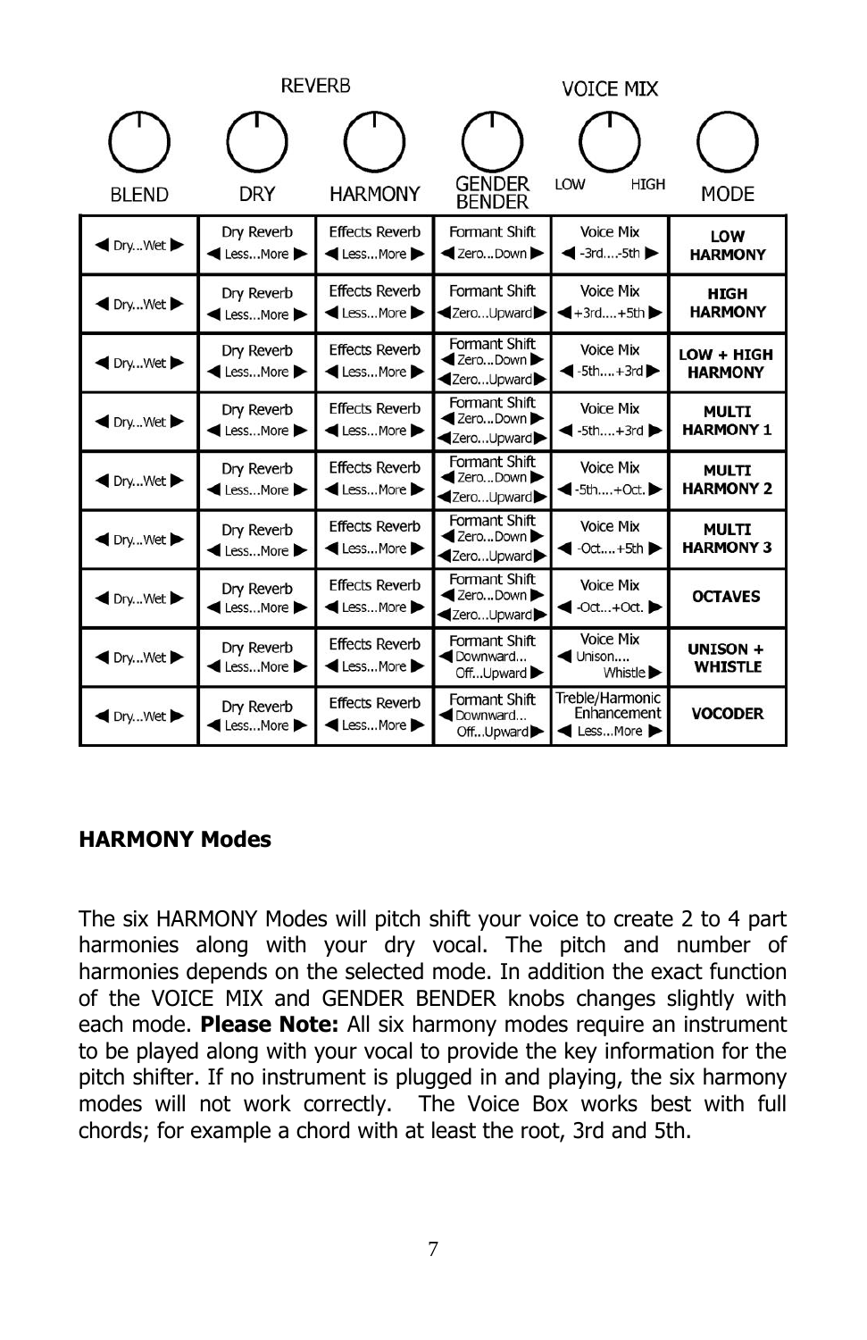| BLEND | DRY | HARMONY | GENDER BENDER | VOICE MIX (LOW / HIGH) | MODE |
|---|---|---|---|---|---|
| | REVERB | | | | |
| ◀ Dry...Wet ▶ | Dry Reverb ◀ Less...More ▶ | Effects Reverb ◀ Less...More ▶ | Formant Shift ◀ Zero...Down ▶ | Voice Mix ◀ -3rd....-5th ▶ | **LOW HARMONY** |
| ◀ Dry...Wet ▶ | Dry Reverb ◀ Less...More ▶ | Effects Reverb ◀ Less...More ▶ | Formant Shift ◀Zero...Upward▶ | Voice Mix ◀+3rd....+5th ▶ | **HIGH HARMONY** |
| ◀ Dry...Wet ▶ | Dry Reverb ◀ Less...More ▶ | Effects Reverb ◀ Less...More ▶ | Formant Shift ◀ Zero...Down ▶ ◀Zero...Upward▶ | Voice Mix ◀ -5th....+3rd ▶ | **LOW + HIGH HARMONY** |
| ◀ Dry...Wet ▶ | Dry Reverb ◀ Less...More ▶ | Effects Reverb ◀ Less...More ▶ | Formant Shift ◀ Zero...Down ▶ ◀Zero...Upward▶ | Voice Mix ◀ -5th....+3rd ▶ | **MULTI HARMONY 1** |
| ◀ Dry...Wet ▶ | Dry Reverb ◀ Less...More ▶ | Effects Reverb ◀ Less...More ▶ | Formant Shift ◀ Zero...Down ▶ ◀Zero...Upward▶ | Voice Mix ◀ -5th....+Oct. ▶ | **MULTI HARMONY 2** |
| ◀ Dry...Wet ▶ | Dry Reverb ◀ Less...More ▶ | Effects Reverb ◀ Less...More ▶ | Formant Shift ◀ Zero...Down ▶ ◀Zero...Upward▶ | Voice Mix ◀ -Oct....+5th ▶ | **MULTI HARMONY 3** |
| ◀ Dry...Wet ▶ | Dry Reverb ◀ Less...More ▶ | Effects Reverb ◀ Less...More ▶ | Formant Shift ◀ Zero...Down ▶ ◀Zero...Upward▶ | Voice Mix ◀ -Oct...+Oct. ▶ | **OCTAVES** |
| ◀ Dry...Wet ▶ | Dry Reverb ◀ Less...More ▶ | Effects Reverb ◀ Less...More ▶ | Formant Shift ◀ Downward... Off...Upward ▶ | Voice Mix ◀ Unison.... Whistle ▶ | **UNISON + WHISTLE** |
| ◀ Dry...Wet ▶ | Dry Reverb ◀ Less...More ▶ | Effects Reverb ◀ Less...More ▶ | Formant Shift ◀ Downward... Off...Upward ▶ | Treble/Harmonic Enhancement ◀ Less...More ▶ | **VOCODER** |

**HARMONY Modes**

The six HARMONY Modes will pitch shift your voice to create 2 to 4 part harmonies along with your dry vocal. The pitch and number of harmonies depends on the selected mode. In addition the exact function of the VOICE MIX and GENDER BENDER knobs changes slightly with each mode. **Please Note:** All six harmony modes require an instrument to be played along with your vocal to provide the key information for the pitch shifter. If no instrument is plugged in and playing, the six harmony modes will not work correctly. The Voice Box works best with full chords; for example a chord with at least the root, 3rd and 5th.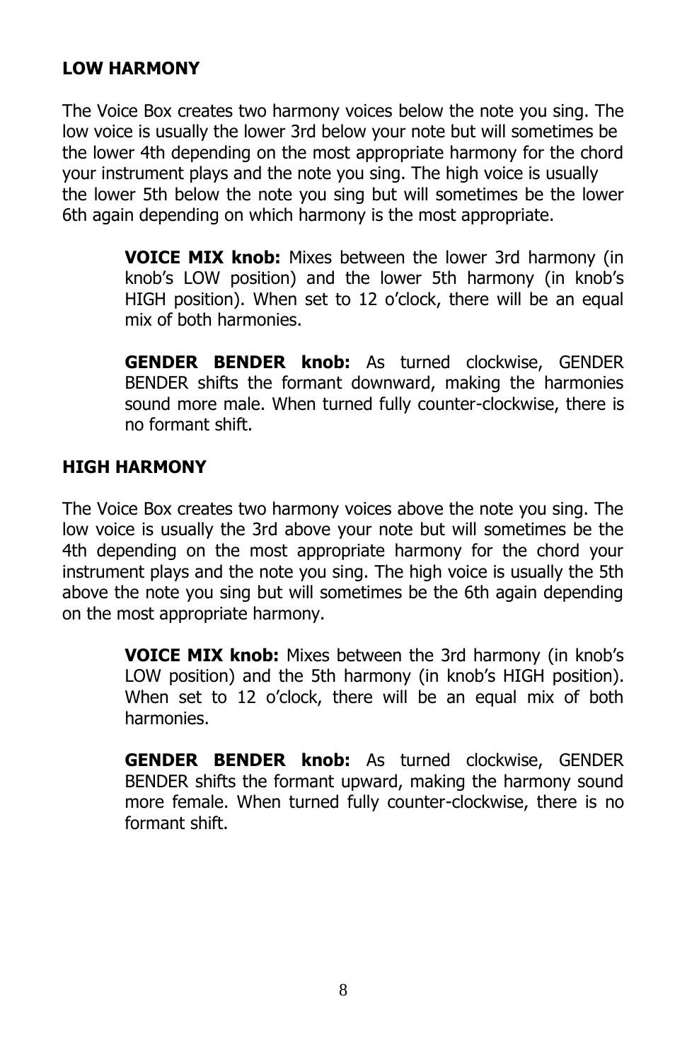## LOW HARMONY

The Voice Box creates two harmony voices below the note you sing. The low voice is usually the lower 3rd below your note but will sometimes be the lower 4th depending on the most appropriate harmony for the chord your instrument plays and the note you sing. The high voice is usually the lower 5th below the note you sing but will sometimes be the lower 6th again depending on which harmony is the most appropriate.

> **VOICE MIX knob:** Mixes between the lower 3rd harmony (in knob's LOW position) and the lower 5th harmony (in knob's HIGH position). When set to 12 o'clock, there will be an equal mix of both harmonies.
>
> **GENDER BENDER knob:** As turned clockwise, GENDER BENDER shifts the formant downward, making the harmonies sound more male. When turned fully counter-clockwise, there is no formant shift.

## HIGH HARMONY

The Voice Box creates two harmony voices above the note you sing. The low voice is usually the 3rd above your note but will sometimes be the 4th depending on the most appropriate harmony for the chord your instrument plays and the note you sing. The high voice is usually the 5th above the note you sing but will sometimes be the 6th again depending on the most appropriate harmony.

> **VOICE MIX knob:** Mixes between the 3rd harmony (in knob's LOW position) and the 5th harmony (in knob's HIGH position). When set to 12 o'clock, there will be an equal mix of both harmonies.
>
> **GENDER BENDER knob:** As turned clockwise, GENDER BENDER shifts the formant upward, making the harmony sound more female. When turned fully counter-clockwise, there is no formant shift.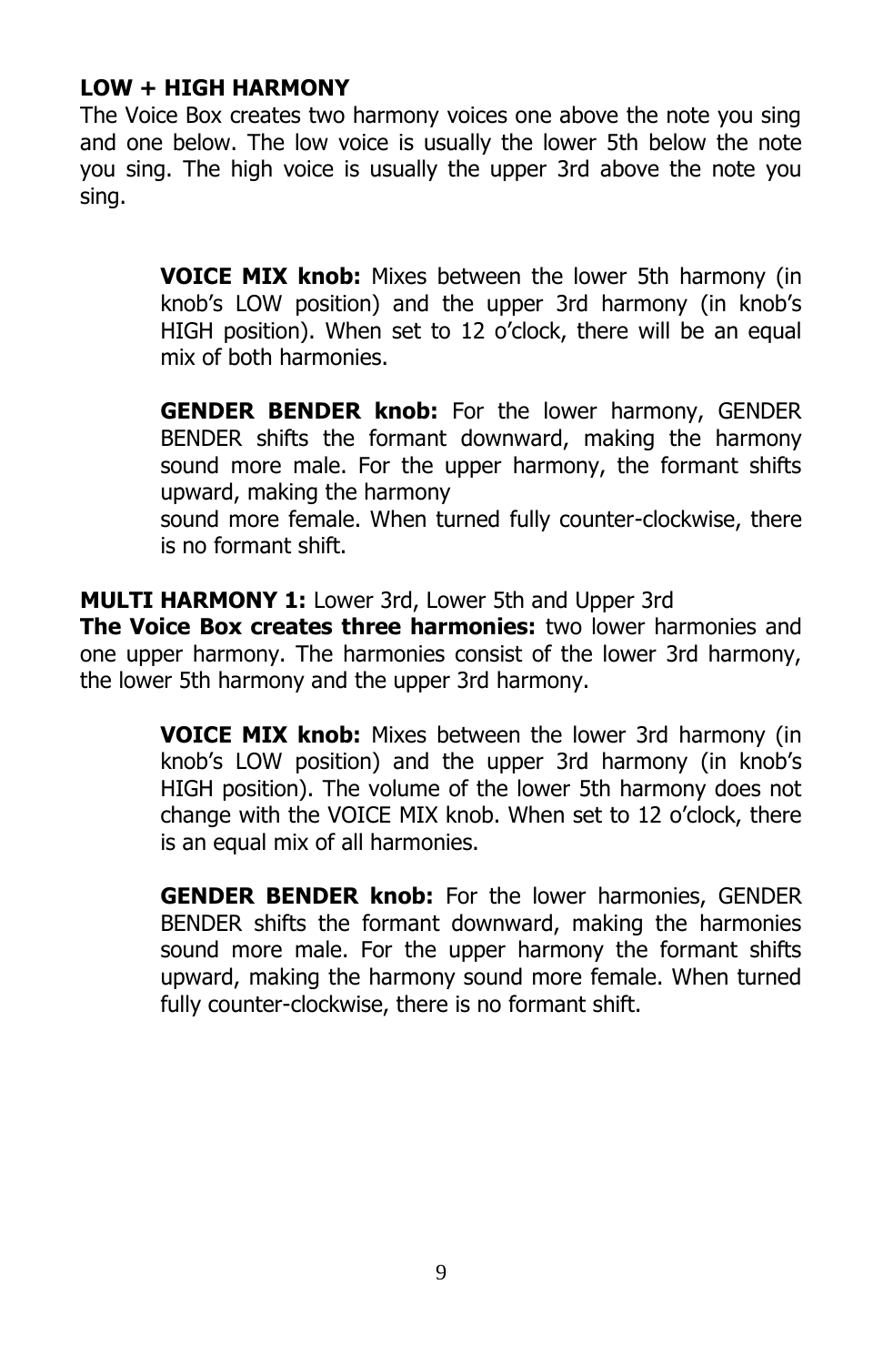**LOW + HIGH HARMONY**

The Voice Box creates two harmony voices one above the note you sing and one below. The low voice is usually the lower 5th below the note you sing. The high voice is usually the upper 3rd above the note you sing.

> **VOICE MIX knob:** Mixes between the lower 5th harmony (in knob's LOW position) and the upper 3rd harmony (in knob's HIGH position). When set to 12 o'clock, there will be an equal mix of both harmonies.
>
> **GENDER BENDER knob:** For the lower harmony, GENDER BENDER shifts the formant downward, making the harmony sound more male. For the upper harmony, the formant shifts upward, making the harmony sound more female. When turned fully counter-clockwise, there is no formant shift.

**MULTI HARMONY 1:** Lower 3rd, Lower 5th and Upper 3rd

**The Voice Box creates three harmonies:** two lower harmonies and one upper harmony. The harmonies consist of the lower 3rd harmony, the lower 5th harmony and the upper 3rd harmony.

> **VOICE MIX knob:** Mixes between the lower 3rd harmony (in knob's LOW position) and the upper 3rd harmony (in knob's HIGH position). The volume of the lower 5th harmony does not change with the VOICE MIX knob. When set to 12 o'clock, there is an equal mix of all harmonies.
>
> **GENDER BENDER knob:** For the lower harmonies, GENDER BENDER shifts the formant downward, making the harmonies sound more male. For the upper harmony the formant shifts upward, making the harmony sound more female. When turned fully counter-clockwise, there is no formant shift.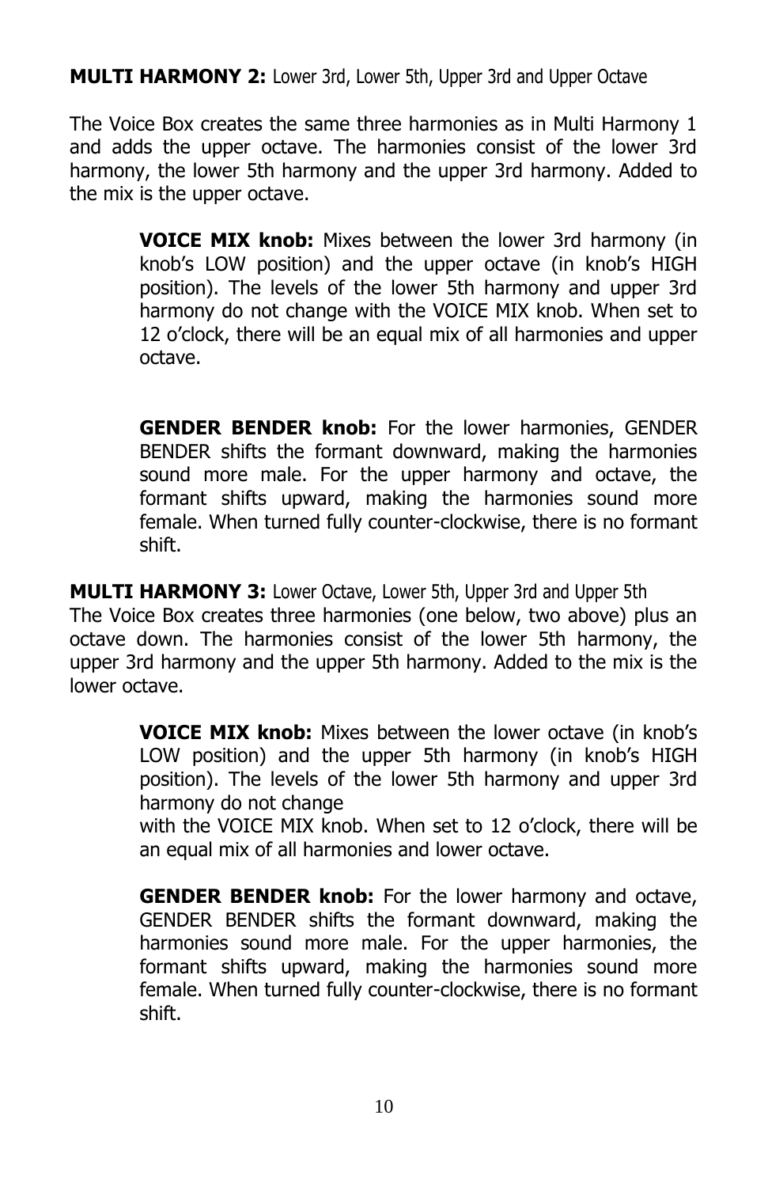**MULTI HARMONY 2:** Lower 3rd, Lower 5th, Upper 3rd and Upper Octave

The Voice Box creates the same three harmonies as in Multi Harmony 1 and adds the upper octave. The harmonies consist of the lower 3rd harmony, the lower 5th harmony and the upper 3rd harmony. Added to the mix is the upper octave.

> **VOICE MIX knob:** Mixes between the lower 3rd harmony (in knob's LOW position) and the upper octave (in knob's HIGH position). The levels of the lower 5th harmony and upper 3rd harmony do not change with the VOICE MIX knob. When set to 12 o'clock, there will be an equal mix of all harmonies and upper octave.
>
> **GENDER BENDER knob:** For the lower harmonies, GENDER BENDER shifts the formant downward, making the harmonies sound more male. For the upper harmony and octave, the formant shifts upward, making the harmonies sound more female. When turned fully counter-clockwise, there is no formant shift.

**MULTI HARMONY 3:** Lower Octave, Lower 5th, Upper 3rd and Upper 5th

The Voice Box creates three harmonies (one below, two above) plus an octave down. The harmonies consist of the lower 5th harmony, the upper 3rd harmony and the upper 5th harmony. Added to the mix is the lower octave.

> **VOICE MIX knob:** Mixes between the lower octave (in knob's LOW position) and the upper 5th harmony (in knob's HIGH position). The levels of the lower 5th harmony and upper 3rd harmony do not change with the VOICE MIX knob. When set to 12 o'clock, there will be an equal mix of all harmonies and lower octave.
>
> **GENDER BENDER knob:** For the lower harmony and octave, GENDER BENDER shifts the formant downward, making the harmonies sound more male. For the upper harmonies, the formant shifts upward, making the harmonies sound more female. When turned fully counter-clockwise, there is no formant shift.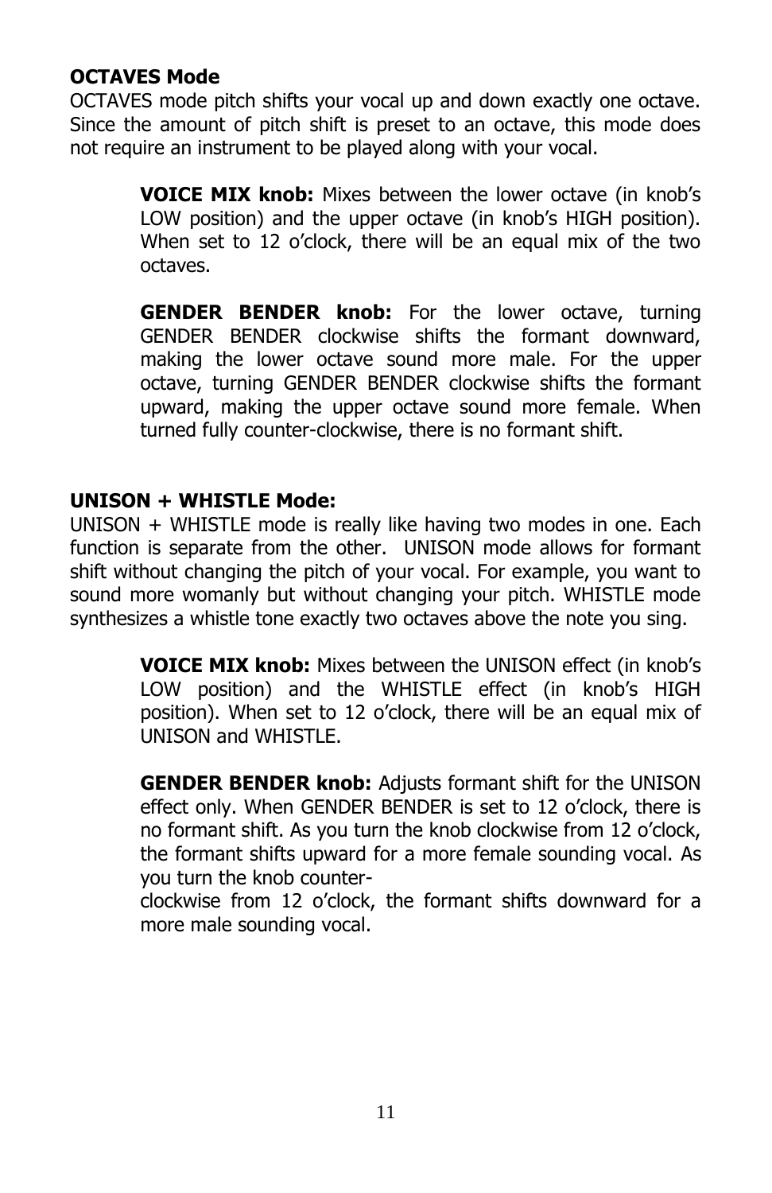**OCTAVES Mode**

OCTAVES mode pitch shifts your vocal up and down exactly one octave. Since the amount of pitch shift is preset to an octave, this mode does not require an instrument to be played along with your vocal.

> **VOICE MIX knob:** Mixes between the lower octave (in knob's LOW position) and the upper octave (in knob's HIGH position). When set to 12 o'clock, there will be an equal mix of the two octaves.
>
> **GENDER BENDER knob:** For the lower octave, turning GENDER BENDER clockwise shifts the formant downward, making the lower octave sound more male. For the upper octave, turning GENDER BENDER clockwise shifts the formant upward, making the upper octave sound more female. When turned fully counter-clockwise, there is no formant shift.

**UNISON + WHISTLE Mode:**

UNISON + WHISTLE mode is really like having two modes in one. Each function is separate from the other. UNISON mode allows for formant shift without changing the pitch of your vocal. For example, you want to sound more womanly but without changing your pitch. WHISTLE mode synthesizes a whistle tone exactly two octaves above the note you sing.

> **VOICE MIX knob:** Mixes between the UNISON effect (in knob's LOW position) and the WHISTLE effect (in knob's HIGH position). When set to 12 o'clock, there will be an equal mix of UNISON and WHISTLE.
>
> **GENDER BENDER knob:** Adjusts formant shift for the UNISON effect only. When GENDER BENDER is set to 12 o'clock, there is no formant shift. As you turn the knob clockwise from 12 o'clock, the formant shifts upward for a more female sounding vocal. As you turn the knob counter-clockwise from 12 o'clock, the formant shifts downward for a more male sounding vocal.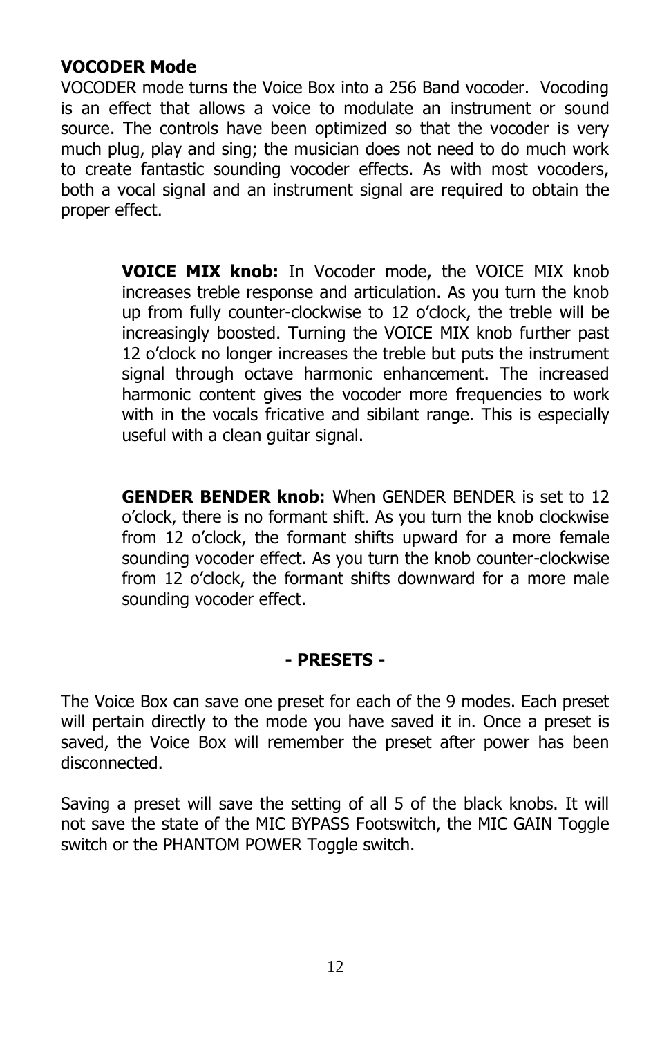**VOCODER Mode**

VOCODER mode turns the Voice Box into a 256 Band vocoder. Vocoding is an effect that allows a voice to modulate an instrument or sound source. The controls have been optimized so that the vocoder is very much plug, play and sing; the musician does not need to do much work to create fantastic sounding vocoder effects. As with most vocoders, both a vocal signal and an instrument signal are required to obtain the proper effect.

**VOICE MIX knob:** In Vocoder mode, the VOICE MIX knob increases treble response and articulation. As you turn the knob up from fully counter-clockwise to 12 o'clock, the treble will be increasingly boosted. Turning the VOICE MIX knob further past 12 o'clock no longer increases the treble but puts the instrument signal through octave harmonic enhancement. The increased harmonic content gives the vocoder more frequencies to work with in the vocals fricative and sibilant range. This is especially useful with a clean guitar signal.

**GENDER BENDER knob:** When GENDER BENDER is set to 12 o'clock, there is no formant shift. As you turn the knob clockwise from 12 o'clock, the formant shifts upward for a more female sounding vocoder effect. As you turn the knob counter-clockwise from 12 o'clock, the formant shifts downward for a more male sounding vocoder effect.

## - PRESETS -

The Voice Box can save one preset for each of the 9 modes. Each preset will pertain directly to the mode you have saved it in. Once a preset is saved, the Voice Box will remember the preset after power has been disconnected.

Saving a preset will save the setting of all 5 of the black knobs. It will not save the state of the MIC BYPASS Footswitch, the MIC GAIN Toggle switch or the PHANTOM POWER Toggle switch.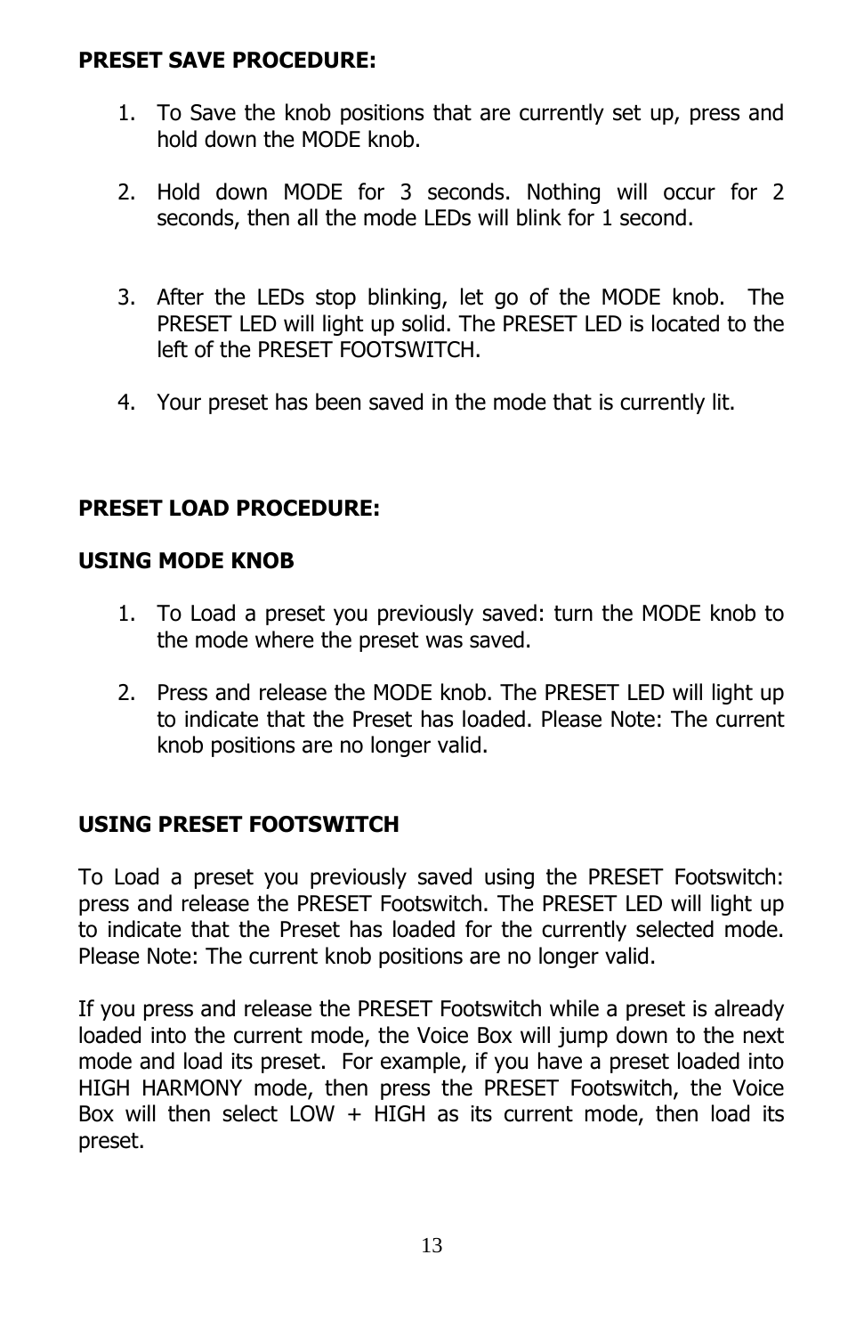**PRESET SAVE PROCEDURE:**

1. To Save the knob positions that are currently set up, press and hold down the MODE knob.

2. Hold down MODE for 3 seconds. Nothing will occur for 2 seconds, then all the mode LEDs will blink for 1 second.

3. After the LEDs stop blinking, let go of the MODE knob. The PRESET LED will light up solid. The PRESET LED is located to the left of the PRESET FOOTSWITCH.

4. Your preset has been saved in the mode that is currently lit.

**PRESET LOAD PROCEDURE:**

**USING MODE KNOB**

1. To Load a preset you previously saved: turn the MODE knob to the mode where the preset was saved.

2. Press and release the MODE knob. The PRESET LED will light up to indicate that the Preset has loaded. Please Note: The current knob positions are no longer valid.

**USING PRESET FOOTSWITCH**

To Load a preset you previously saved using the PRESET Footswitch: press and release the PRESET Footswitch. The PRESET LED will light up to indicate that the Preset has loaded for the currently selected mode. Please Note: The current knob positions are no longer valid.

If you press and release the PRESET Footswitch while a preset is already loaded into the current mode, the Voice Box will jump down to the next mode and load its preset. For example, if you have a preset loaded into HIGH HARMONY mode, then press the PRESET Footswitch, the Voice Box will then select LOW + HIGH as its current mode, then load its preset.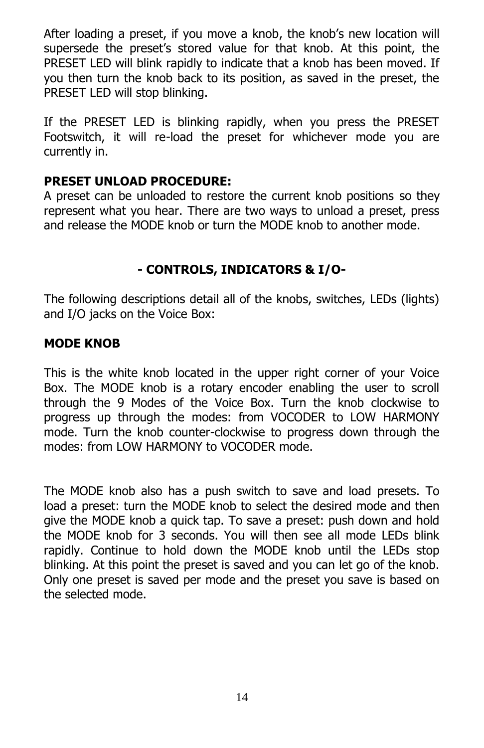After loading a preset, if you move a knob, the knob's new location will supersede the preset's stored value for that knob. At this point, the PRESET LED will blink rapidly to indicate that a knob has been moved. If you then turn the knob back to its position, as saved in the preset, the PRESET LED will stop blinking.

If the PRESET LED is blinking rapidly, when you press the PRESET Footswitch, it will re-load the preset for whichever mode you are currently in.

**PRESET UNLOAD PROCEDURE:**
A preset can be unloaded to restore the current knob positions so they represent what you hear. There are two ways to unload a preset, press and release the MODE knob or turn the MODE knob to another mode.

## - CONTROLS, INDICATORS & I/O-

The following descriptions detail all of the knobs, switches, LEDs (lights) and I/O jacks on the Voice Box:

### MODE KNOB

This is the white knob located in the upper right corner of your Voice Box. The MODE knob is a rotary encoder enabling the user to scroll through the 9 Modes of the Voice Box. Turn the knob clockwise to progress up through the modes: from VOCODER to LOW HARMONY mode. Turn the knob counter-clockwise to progress down through the modes: from LOW HARMONY to VOCODER mode.

The MODE knob also has a push switch to save and load presets. To load a preset: turn the MODE knob to select the desired mode and then give the MODE knob a quick tap. To save a preset: push down and hold the MODE knob for 3 seconds. You will then see all mode LEDs blink rapidly. Continue to hold down the MODE knob until the LEDs stop blinking. At this point the preset is saved and you can let go of the knob. Only one preset is saved per mode and the preset you save is based on the selected mode.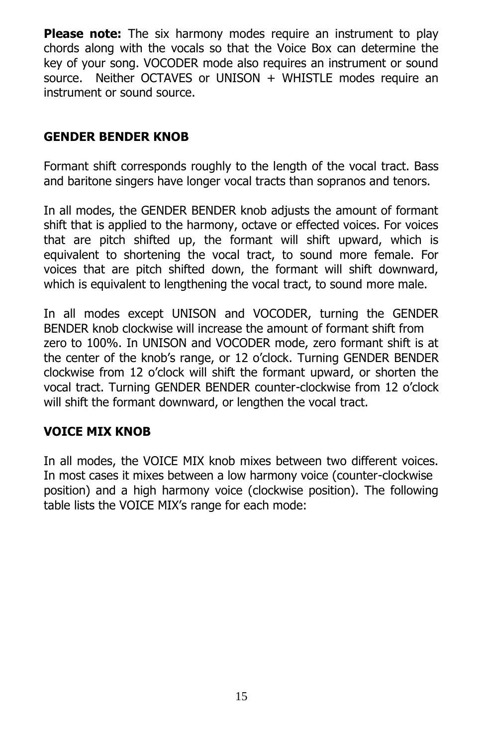**Please note:** The six harmony modes require an instrument to play chords along with the vocals so that the Voice Box can determine the key of your song. VOCODER mode also requires an instrument or sound source. Neither OCTAVES or UNISON + WHISTLE modes require an instrument or sound source.

## GENDER BENDER KNOB

Formant shift corresponds roughly to the length of the vocal tract. Bass and baritone singers have longer vocal tracts than sopranos and tenors.

In all modes, the GENDER BENDER knob adjusts the amount of formant shift that is applied to the harmony, octave or effected voices. For voices that are pitch shifted up, the formant will shift upward, which is equivalent to shortening the vocal tract, to sound more female. For voices that are pitch shifted down, the formant will shift downward, which is equivalent to lengthening the vocal tract, to sound more male.

In all modes except UNISON and VOCODER, turning the GENDER BENDER knob clockwise will increase the amount of formant shift from zero to 100%. In UNISON and VOCODER mode, zero formant shift is at the center of the knob's range, or 12 o'clock. Turning GENDER BENDER clockwise from 12 o'clock will shift the formant upward, or shorten the vocal tract. Turning GENDER BENDER counter-clockwise from 12 o'clock will shift the formant downward, or lengthen the vocal tract.

## VOICE MIX KNOB

In all modes, the VOICE MIX knob mixes between two different voices. In most cases it mixes between a low harmony voice (counter-clockwise position) and a high harmony voice (clockwise position). The following table lists the VOICE MIX's range for each mode: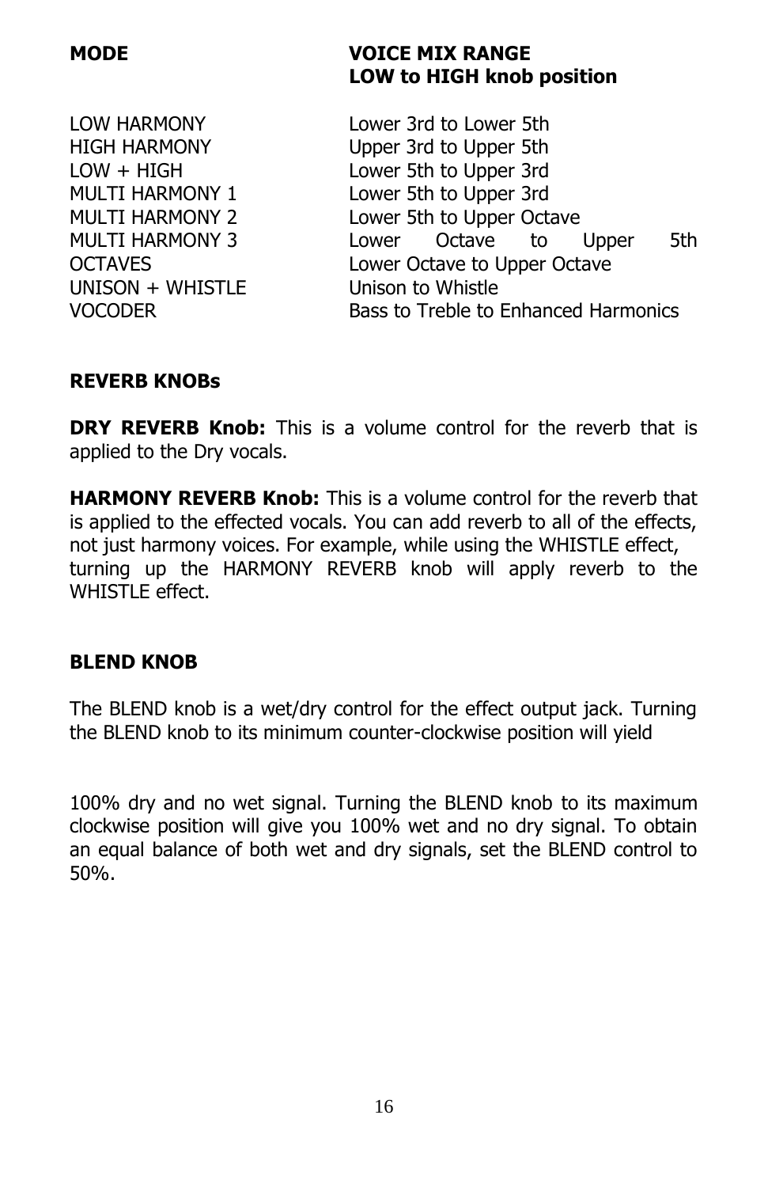| MODE | VOICE MIX RANGE<br>LOW to HIGH knob position |
| --- | --- |
| LOW HARMONY | Lower 3rd to Lower 5th |
| HIGH HARMONY | Upper 3rd to Upper 5th |
| LOW + HIGH | Lower 5th to Upper 3rd |
| MULTI HARMONY 1 | Lower 5th to Upper 3rd |
| MULTI HARMONY 2 | Lower 5th to Upper Octave |
| MULTI HARMONY 3 | Lower Octave to Upper 5th |
| OCTAVES | Lower Octave to Upper Octave |
| UNISON + WHISTLE | Unison to Whistle |
| VOCODER | Bass to Treble to Enhanced Harmonics |

## REVERB KNOBs

**DRY REVERB Knob:** This is a volume control for the reverb that is applied to the Dry vocals.

**HARMONY REVERB Knob:** This is a volume control for the reverb that is applied to the effected vocals. You can add reverb to all of the effects, not just harmony voices. For example, while using the WHISTLE effect, turning up the HARMONY REVERB knob will apply reverb to the WHISTLE effect.

## BLEND KNOB

The BLEND knob is a wet/dry control for the effect output jack. Turning the BLEND knob to its minimum counter-clockwise position will yield

100% dry and no wet signal. Turning the BLEND knob to its maximum clockwise position will give you 100% wet and no dry signal. To obtain an equal balance of both wet and dry signals, set the BLEND control to 50%.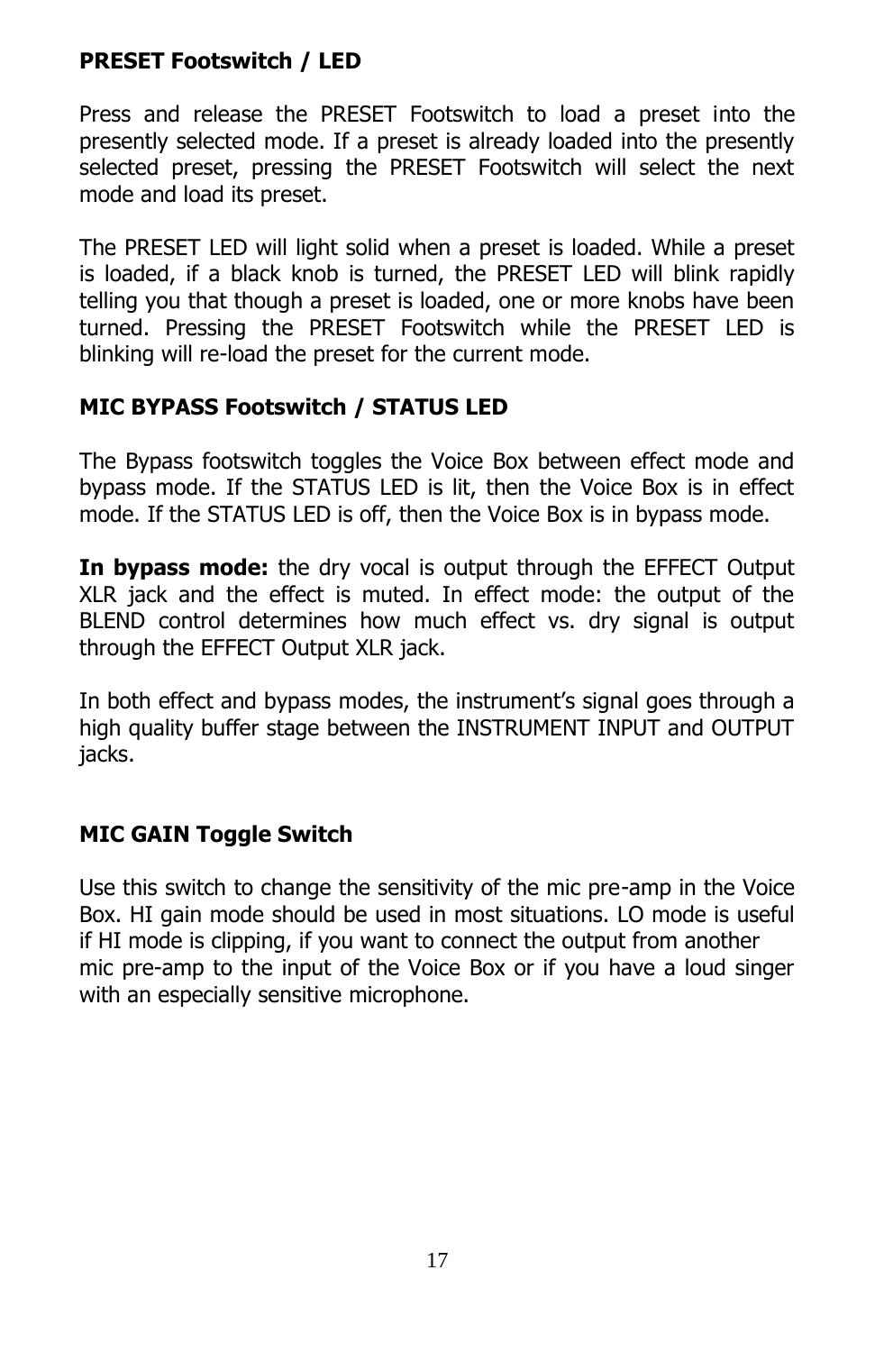**PRESET Footswitch / LED**

Press and release the PRESET Footswitch to load a preset into the presently selected mode. If a preset is already loaded into the presently selected preset, pressing the PRESET Footswitch will select the next mode and load its preset.

The PRESET LED will light solid when a preset is loaded. While a preset is loaded, if a black knob is turned, the PRESET LED will blink rapidly telling you that though a preset is loaded, one or more knobs have been turned. Pressing the PRESET Footswitch while the PRESET LED is blinking will re-load the preset for the current mode.

**MIC BYPASS Footswitch / STATUS LED**

The Bypass footswitch toggles the Voice Box between effect mode and bypass mode. If the STATUS LED is lit, then the Voice Box is in effect mode. If the STATUS LED is off, then the Voice Box is in bypass mode.

**In bypass mode:** the dry vocal is output through the EFFECT Output XLR jack and the effect is muted. In effect mode: the output of the BLEND control determines how much effect vs. dry signal is output through the EFFECT Output XLR jack.

In both effect and bypass modes, the instrument's signal goes through a high quality buffer stage between the INSTRUMENT INPUT and OUTPUT jacks.

**MIC GAIN Toggle Switch**

Use this switch to change the sensitivity of the mic pre-amp in the Voice Box. HI gain mode should be used in most situations. LO mode is useful if HI mode is clipping, if you want to connect the output from another mic pre-amp to the input of the Voice Box or if you have a loud singer with an especially sensitive microphone.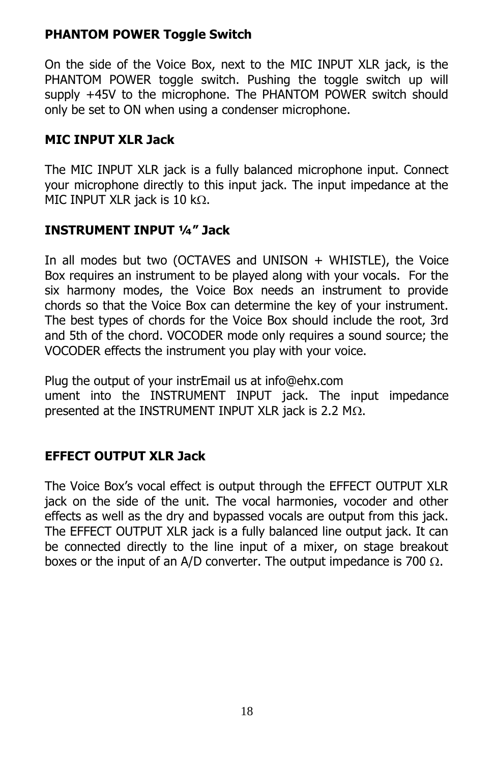**PHANTOM POWER Toggle Switch**

On the side of the Voice Box, next to the MIC INPUT XLR jack, is the PHANTOM POWER toggle switch. Pushing the toggle switch up will supply +45V to the microphone. The PHANTOM POWER switch should only be set to ON when using a condenser microphone.

**MIC INPUT XLR Jack**

The MIC INPUT XLR jack is a fully balanced microphone input. Connect your microphone directly to this input jack. The input impedance at the MIC INPUT XLR jack is 10 kΩ.

**INSTRUMENT INPUT ¼" Jack**

In all modes but two (OCTAVES and UNISON + WHISTLE), the Voice Box requires an instrument to be played along with your vocals. For the six harmony modes, the Voice Box needs an instrument to provide chords so that the Voice Box can determine the key of your instrument. The best types of chords for the Voice Box should include the root, 3rd and 5th of the chord. VOCODER mode only requires a sound source; the VOCODER effects the instrument you play with your voice.

Plug the output of your instrEmail us at info@ehx.com
ument into the INSTRUMENT INPUT jack. The input impedance presented at the INSTRUMENT INPUT XLR jack is 2.2 MΩ.

**EFFECT OUTPUT XLR Jack**

The Voice Box's vocal effect is output through the EFFECT OUTPUT XLR jack on the side of the unit. The vocal harmonies, vocoder and other effects as well as the dry and bypassed vocals are output from this jack. The EFFECT OUTPUT XLR jack is a fully balanced line output jack. It can be connected directly to the line input of a mixer, on stage breakout boxes or the input of an A/D converter. The output impedance is 700 Ω.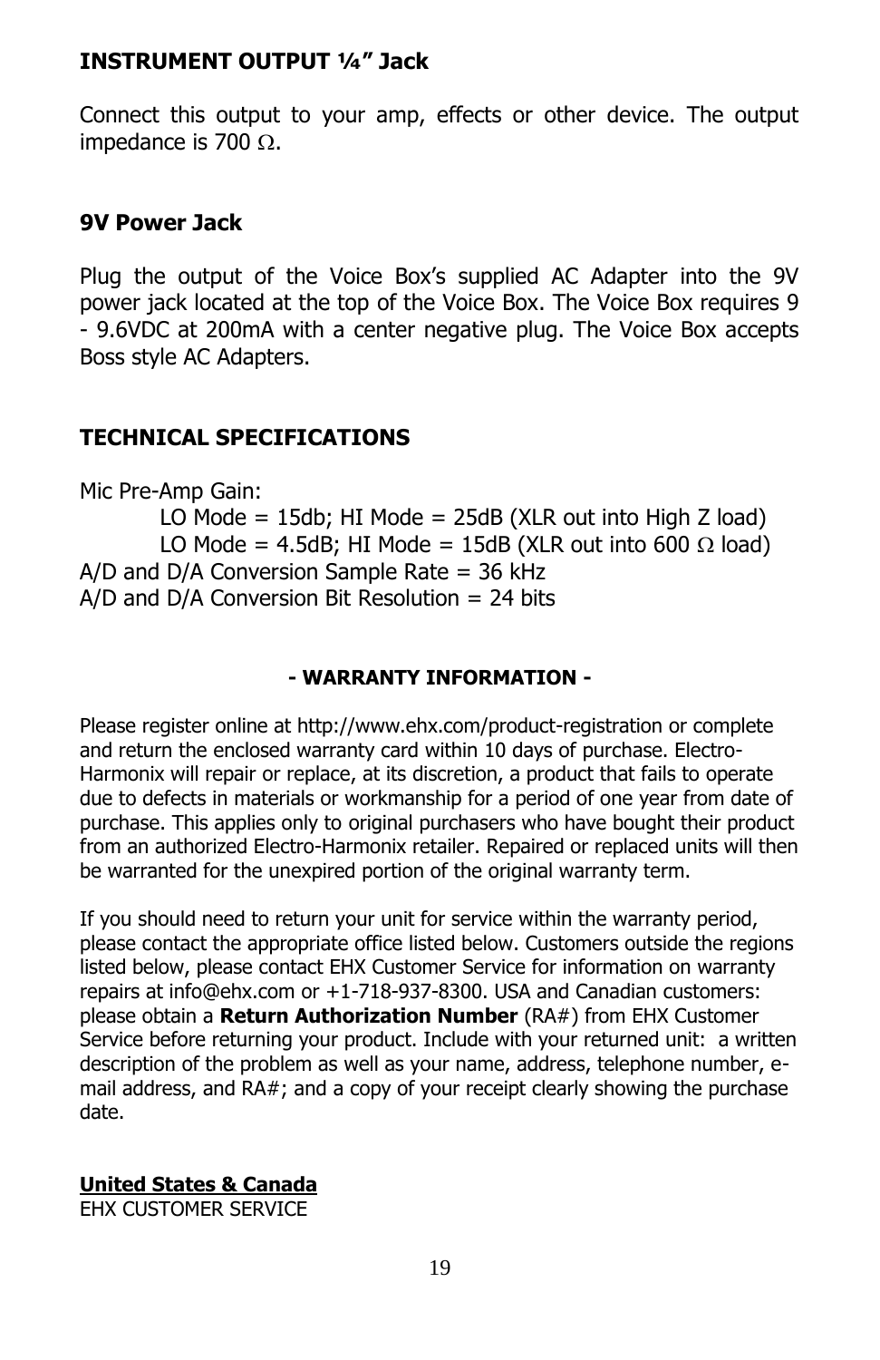**INSTRUMENT OUTPUT ¼" Jack**

Connect this output to your amp, effects or other device. The output impedance is 700 $\Omega$.

**9V Power Jack**

Plug the output of the Voice Box's supplied AC Adapter into the 9V power jack located at the top of the Voice Box. The Voice Box requires 9 - 9.6VDC at 200mA with a center negative plug. The Voice Box accepts Boss style AC Adapters.

**TECHNICAL SPECIFICATIONS**

Mic Pre-Amp Gain:

LO Mode = 15db; HI Mode = 25dB (XLR out into High Z load)
LO Mode = 4.5dB; HI Mode = 15dB (XLR out into 600 $\Omega$ load)

A/D and D/A Conversion Sample Rate = 36 kHz
A/D and D/A Conversion Bit Resolution = 24 bits

**- WARRANTY INFORMATION -**

Please register online at http://www.ehx.com/product-registration or complete and return the enclosed warranty card within 10 days of purchase. Electro-Harmonix will repair or replace, at its discretion, a product that fails to operate due to defects in materials or workmanship for a period of one year from date of purchase. This applies only to original purchasers who have bought their product from an authorized Electro-Harmonix retailer. Repaired or replaced units will then be warranted for the unexpired portion of the original warranty term.

If you should need to return your unit for service within the warranty period, please contact the appropriate office listed below. Customers outside the regions listed below, please contact EHX Customer Service for information on warranty repairs at info@ehx.com or +1-718-937-8300. USA and Canadian customers: please obtain a **Return Authorization Number** (RA#) from EHX Customer Service before returning your product. Include with your returned unit: a written description of the problem as well as your name, address, telephone number, e-mail address, and RA#; and a copy of your receipt clearly showing the purchase date.

**United States & Canada**
EHX CUSTOMER SERVICE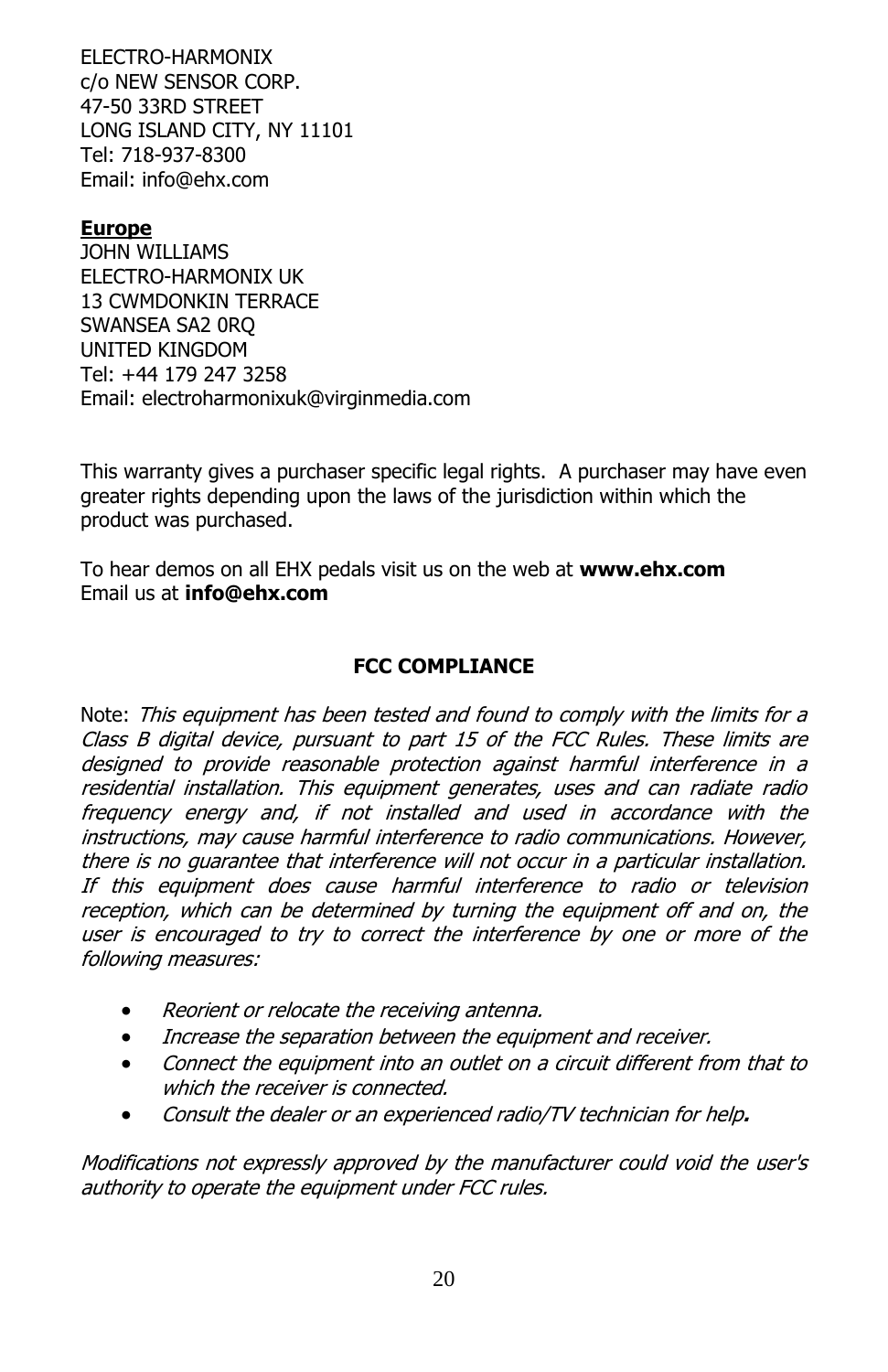ELECTRO-HARMONIX
c/o NEW SENSOR CORP.
47-50 33RD STREET
LONG ISLAND CITY, NY 11101
Tel: 718-937-8300
Email: info@ehx.com

**Europe**
JOHN WILLIAMS
ELECTRO-HARMONIX UK
13 CWMDONKIN TERRACE
SWANSEA SA2 0RQ
UNITED KINGDOM
Tel: +44 179 247 3258
Email: electroharmonixuk@virginmedia.com

This warranty gives a purchaser specific legal rights. A purchaser may have even greater rights depending upon the laws of the jurisdiction within which the product was purchased.

To hear demos on all EHX pedals visit us on the web at **www.ehx.com**
Email us at **info@ehx.com**

## FCC COMPLIANCE

Note: *This equipment has been tested and found to comply with the limits for a Class B digital device, pursuant to part 15 of the FCC Rules. These limits are designed to provide reasonable protection against harmful interference in a residential installation. This equipment generates, uses and can radiate radio frequency energy and, if not installed and used in accordance with the instructions, may cause harmful interference to radio communications. However, there is no guarantee that interference will not occur in a particular installation. If this equipment does cause harmful interference to radio or television reception, which can be determined by turning the equipment off and on, the user is encouraged to try to correct the interference by one or more of the following measures:*

- *Reorient or relocate the receiving antenna.*
- *Increase the separation between the equipment and receiver.*
- *Connect the equipment into an outlet on a circuit different from that to which the receiver is connected.*
- *Consult the dealer or an experienced radio/TV technician for help.*

*Modifications not expressly approved by the manufacturer could void the user's authority to operate the equipment under FCC rules.*